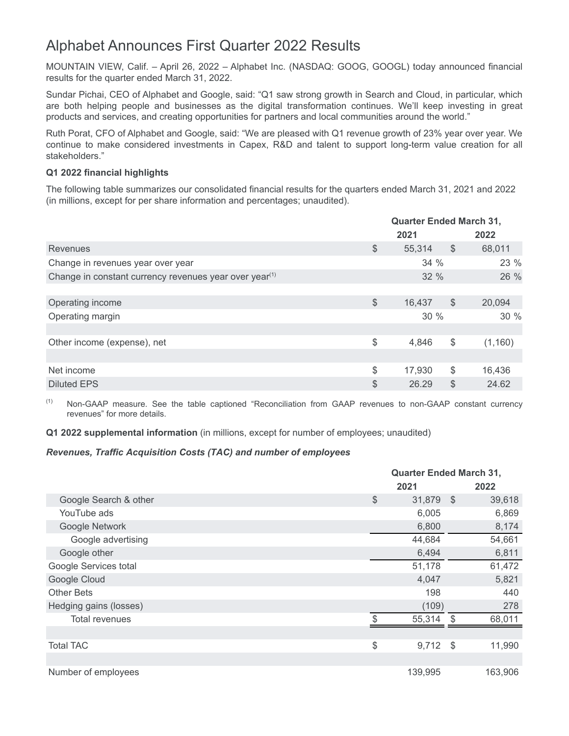# Alphabet Announces First Quarter 2022 Results

MOUNTAIN VIEW, Calif. – April 26, 2022 – Alphabet Inc. (NASDAQ: GOOG, GOOGL) today announced financial results for the quarter ended March 31, 2022.

Sundar Pichai, CEO of Alphabet and Google, said: "Q1 saw strong growth in Search and Cloud, in particular, which are both helping people and businesses as the digital transformation continues. We'll keep investing in great products and services, and creating opportunities for partners and local communities around the world."

Ruth Porat, CFO of Alphabet and Google, said: "We are pleased with Q1 revenue growth of 23% year over year. We continue to make considered investments in Capex, R&D and talent to support long-term value creation for all stakeholders."

**Q1 2022 financial highlights**

The following table summarizes our consolidated financial results for the quarters ended March 31, 2021 and 2022 (in millions, except for per share information and percentages; unaudited).

| | Quarter Ended March 31, | |
|---|---|---|
| | 2021 | 2022 |
| Revenues | $ 55,314 | $ 68,011 |
| Change in revenues year over year | 34 % | 23 % |
| Change in constant currency revenues year over year[(1)] | 32 % | 26 % |
| | | |
| Operating income | $ 16,437 | $ 20,094 |
| Operating margin | 30 % | 30 % |
| | | |
| Other income (expense), net | $ 4,846 | $ (1,160) |
| | | |
| Net income | $ 17,930 | $ 16,436 |
| Diluted EPS | $ 26.29 | $ 24.62 |

(1) Non-GAAP measure. See the table captioned "Reconciliation from GAAP revenues to non-GAAP constant currency revenues" for more details.

**Q1 2022 supplemental information** (in millions, except for number of employees; unaudited)

***Revenues, Traffic Acquisition Costs (TAC) and number of employees***

| | Quarter Ended March 31, | |
|---|---|---|
| | 2021 | 2022 |
| Google Search & other | $ 31,879 | $ 39,618 |
| YouTube ads | 6,005 | 6,869 |
| Google Network | 6,800 | 8,174 |
| Google advertising | 44,684 | 54,661 |
| Google other | 6,494 | 6,811 |
| Google Services total | 51,178 | 61,472 |
| Google Cloud | 4,047 | 5,821 |
| Other Bets | 198 | 440 |
| Hedging gains (losses) | (109) | 278 |
| Total revenues | $ 55,314 | $ 68,011 |
| | | |
| Total TAC | $ 9,712 | $ 11,990 |
| | | |
| Number of employees | 139,995 | 163,906 |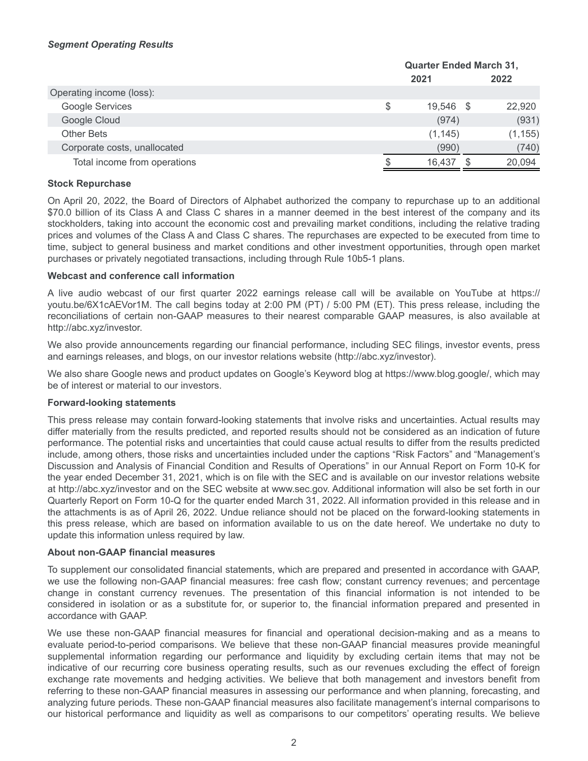***Segment Operating Results***

| | Quarter Ended March 31, | |
|---|---|---|
| | 2021 | 2022 |
| Operating income (loss): | | |
| Google Services | $ 19,546 | $ 22,920 |
| Google Cloud | (974) | (931) |
| Other Bets | (1,145) | (1,155) |
| Corporate costs, unallocated | (990) | (740) |
| Total income from operations | $ 16,437 | $ 20,094 |

**Stock Repurchase**

On April 20, 2022, the Board of Directors of Alphabet authorized the company to repurchase up to an additional $70.0 billion of its Class A and Class C shares in a manner deemed in the best interest of the company and its stockholders, taking into account the economic cost and prevailing market conditions, including the relative trading prices and volumes of the Class A and Class C shares. The repurchases are expected to be executed from time to time, subject to general business and market conditions and other investment opportunities, through open market purchases or privately negotiated transactions, including through Rule 10b5-1 plans.

**Webcast and conference call information**

A live audio webcast of our first quarter 2022 earnings release call will be available on YouTube at https://youtu.be/6X1cAEVor1M. The call begins today at 2:00 PM (PT) / 5:00 PM (ET). This press release, including the reconciliations of certain non-GAAP measures to their nearest comparable GAAP measures, is also available at http://abc.xyz/investor.

We also provide announcements regarding our financial performance, including SEC filings, investor events, press and earnings releases, and blogs, on our investor relations website (http://abc.xyz/investor).

We also share Google news and product updates on Google's Keyword blog at https://www.blog.google/, which may be of interest or material to our investors.

**Forward-looking statements**

This press release may contain forward-looking statements that involve risks and uncertainties. Actual results may differ materially from the results predicted, and reported results should not be considered as an indication of future performance. The potential risks and uncertainties that could cause actual results to differ from the results predicted include, among others, those risks and uncertainties included under the captions "Risk Factors" and "Management's Discussion and Analysis of Financial Condition and Results of Operations" in our Annual Report on Form 10-K for the year ended December 31, 2021, which is on file with the SEC and is available on our investor relations website at http://abc.xyz/investor and on the SEC website at www.sec.gov. Additional information will also be set forth in our Quarterly Report on Form 10-Q for the quarter ended March 31, 2022. All information provided in this release and in the attachments is as of April 26, 2022. Undue reliance should not be placed on the forward-looking statements in this press release, which are based on information available to us on the date hereof. We undertake no duty to update this information unless required by law.

**About non-GAAP financial measures**

To supplement our consolidated financial statements, which are prepared and presented in accordance with GAAP, we use the following non-GAAP financial measures: free cash flow; constant currency revenues; and percentage change in constant currency revenues. The presentation of this financial information is not intended to be considered in isolation or as a substitute for, or superior to, the financial information prepared and presented in accordance with GAAP.

We use these non-GAAP financial measures for financial and operational decision-making and as a means to evaluate period-to-period comparisons. We believe that these non-GAAP financial measures provide meaningful supplemental information regarding our performance and liquidity by excluding certain items that may not be indicative of our recurring core business operating results, such as our revenues excluding the effect of foreign exchange rate movements and hedging activities. We believe that both management and investors benefit from referring to these non-GAAP financial measures in assessing our performance and when planning, forecasting, and analyzing future periods. These non-GAAP financial measures also facilitate management's internal comparisons to our historical performance and liquidity as well as comparisons to our competitors' operating results. We believe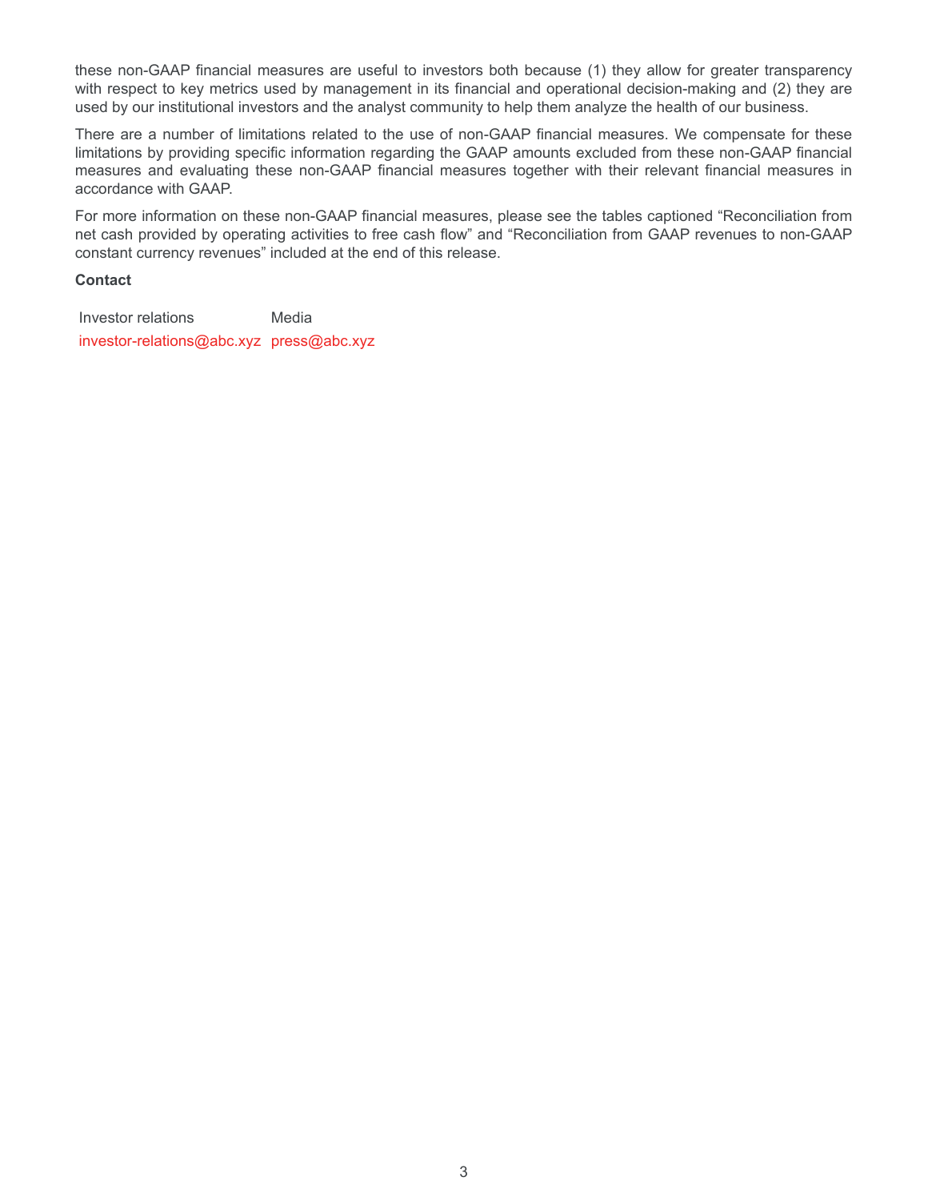these non-GAAP financial measures are useful to investors both because (1) they allow for greater transparency with respect to key metrics used by management in its financial and operational decision-making and (2) they are used by our institutional investors and the analyst community to help them analyze the health of our business.

There are a number of limitations related to the use of non-GAAP financial measures. We compensate for these limitations by providing specific information regarding the GAAP amounts excluded from these non-GAAP financial measures and evaluating these non-GAAP financial measures together with their relevant financial measures in accordance with GAAP.

For more information on these non-GAAP financial measures, please see the tables captioned "Reconciliation from net cash provided by operating activities to free cash flow" and "Reconciliation from GAAP revenues to non-GAAP constant currency revenues" included at the end of this release.

**Contact**

| Investor relations | Media |
|---|---|
| investor-relations@abc.xyz | press@abc.xyz |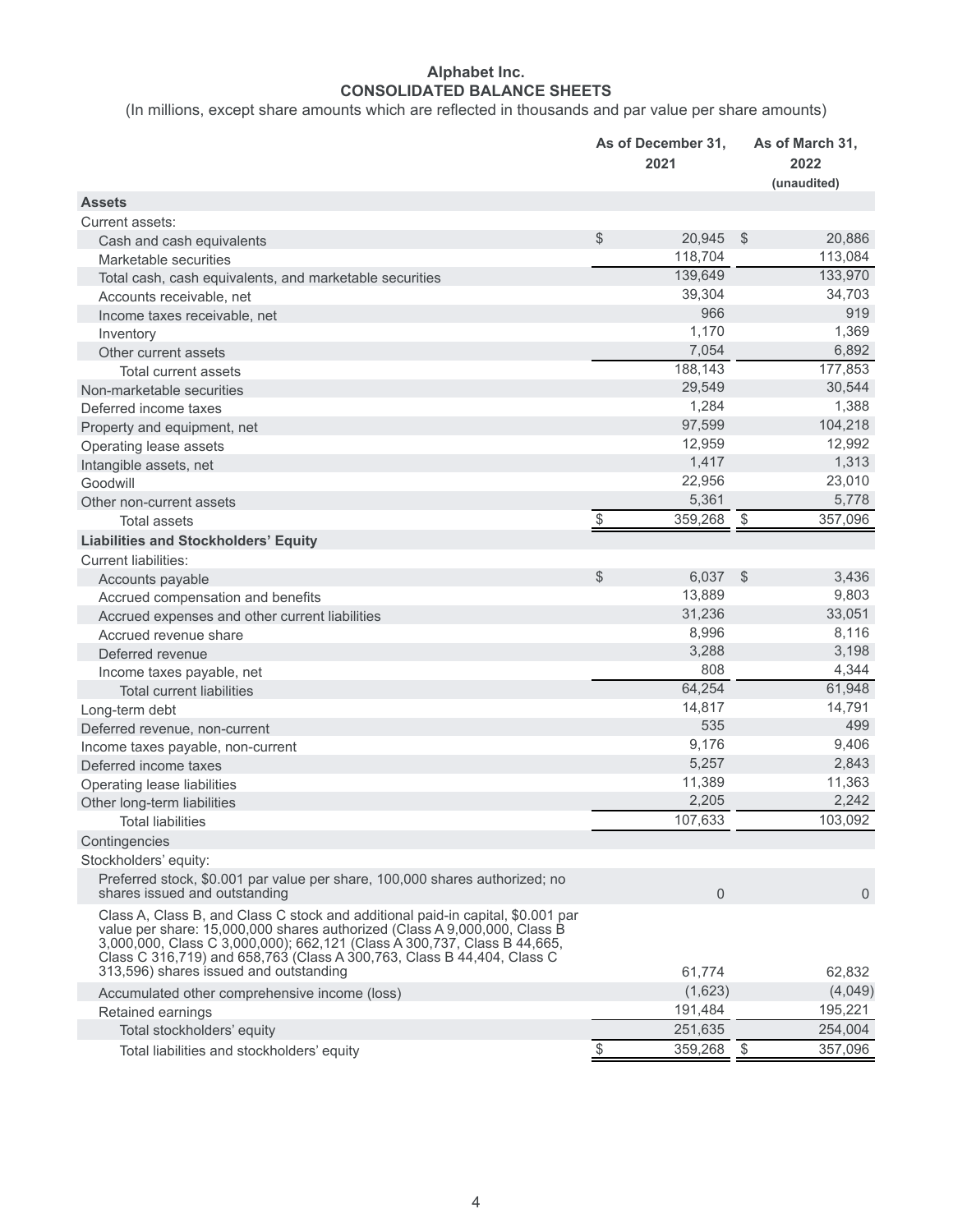# Alphabet Inc.
## CONSOLIDATED BALANCE SHEETS

(In millions, except share amounts which are reflected in thousands and par value per share amounts)

| | As of December 31, 2021 | As of March 31, 2022 (unaudited) |
|---|---|---|
| **Assets** | | |
| Current assets: | | |
| Cash and cash equivalents | $ 20,945 | $ 20,886 |
| Marketable securities | 118,704 | 113,084 |
| Total cash, cash equivalents, and marketable securities | 139,649 | 133,970 |
| Accounts receivable, net | 39,304 | 34,703 |
| Income taxes receivable, net | 966 | 919 |
| Inventory | 1,170 | 1,369 |
| Other current assets | 7,054 | 6,892 |
| Total current assets | 188,143 | 177,853 |
| Non-marketable securities | 29,549 | 30,544 |
| Deferred income taxes | 1,284 | 1,388 |
| Property and equipment, net | 97,599 | 104,218 |
| Operating lease assets | 12,959 | 12,992 |
| Intangible assets, net | 1,417 | 1,313 |
| Goodwill | 22,956 | 23,010 |
| Other non-current assets | 5,361 | 5,778 |
| Total assets | $ 359,268 | $ 357,096 |
| **Liabilities and Stockholders' Equity** | | |
| Current liabilities: | | |
| Accounts payable | $ 6,037 | $ 3,436 |
| Accrued compensation and benefits | 13,889 | 9,803 |
| Accrued expenses and other current liabilities | 31,236 | 33,051 |
| Accrued revenue share | 8,996 | 8,116 |
| Deferred revenue | 3,288 | 3,198 |
| Income taxes payable, net | 808 | 4,344 |
| Total current liabilities | 64,254 | 61,948 |
| Long-term debt | 14,817 | 14,791 |
| Deferred revenue, non-current | 535 | 499 |
| Income taxes payable, non-current | 9,176 | 9,406 |
| Deferred income taxes | 5,257 | 2,843 |
| Operating lease liabilities | 11,389 | 11,363 |
| Other long-term liabilities | 2,205 | 2,242 |
| Total liabilities | 107,633 | 103,092 |
| Contingencies | | |
| Stockholders' equity: | | |
| Preferred stock, $0.001 par value per share, 100,000 shares authorized; no shares issued and outstanding | 0 | 0 |
| Class A, Class B, and Class C stock and additional paid-in capital, $0.001 par value per share: 15,000,000 shares authorized (Class A 9,000,000, Class B 3,000,000, Class C 3,000,000); 662,121 (Class A 300,737, Class B 44,665, Class C 316,719) and 658,763 (Class A 300,763, Class B 44,404, Class C 313,596) shares issued and outstanding | 61,774 | 62,832 |
| Accumulated other comprehensive income (loss) | (1,623) | (4,049) |
| Retained earnings | 191,484 | 195,221 |
| Total stockholders' equity | 251,635 | 254,004 |
| Total liabilities and stockholders' equity | $ 359,268 | $ 357,096 |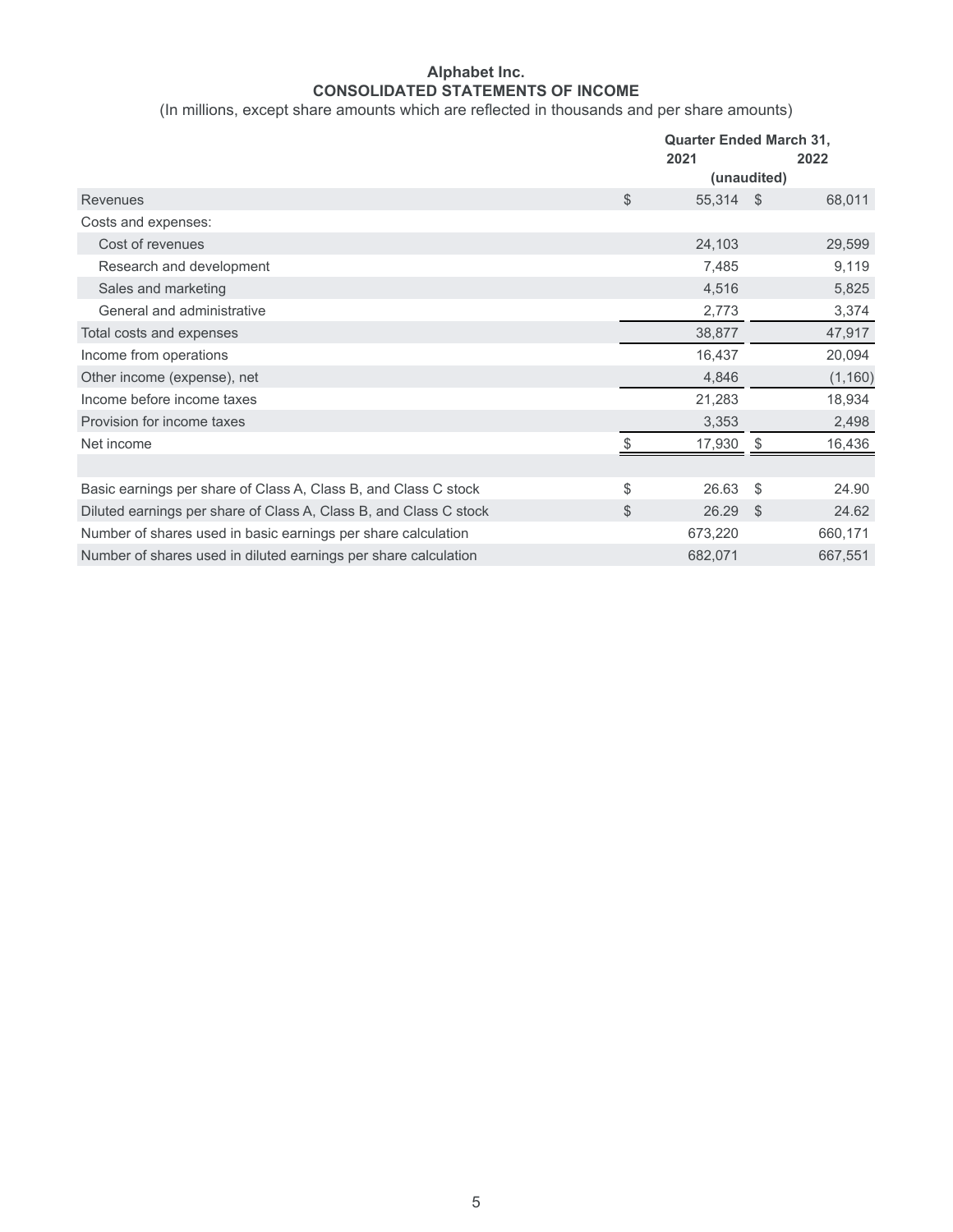**Alphabet Inc.**
**CONSOLIDATED STATEMENTS OF INCOME**
(In millions, except share amounts which are reflected in thousands and per share amounts)

| | Quarter Ended March 31, | |
|---|---|---|
| | 2021 | 2022 |
| | (unaudited) | |
| Revenues | $ 55,314 | $ 68,011 |
| Costs and expenses: | | |
| Cost of revenues | 24,103 | 29,599 |
| Research and development | 7,485 | 9,119 |
| Sales and marketing | 4,516 | 5,825 |
| General and administrative | 2,773 | 3,374 |
| Total costs and expenses | 38,877 | 47,917 |
| Income from operations | 16,437 | 20,094 |
| Other income (expense), net | 4,846 | (1,160) |
| Income before income taxes | 21,283 | 18,934 |
| Provision for income taxes | 3,353 | 2,498 |
| Net income | $ 17,930 | $ 16,436 |
| | | |
| Basic earnings per share of Class A, Class B, and Class C stock | $ 26.63 | $ 24.90 |
| Diluted earnings per share of Class A, Class B, and Class C stock | $ 26.29 | $ 24.62 |
| Number of shares used in basic earnings per share calculation | 673,220 | 660,171 |
| Number of shares used in diluted earnings per share calculation | 682,071 | 667,551 |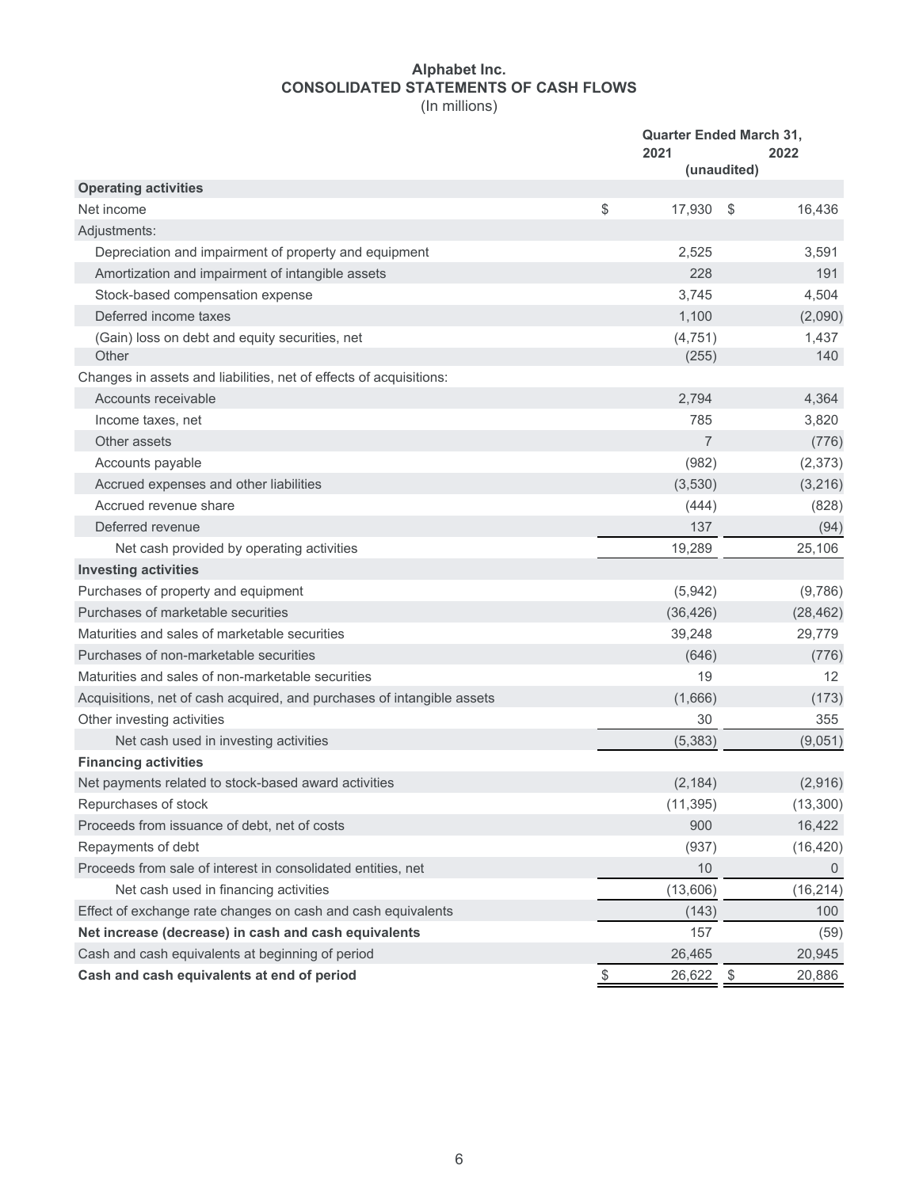# Alphabet Inc.
## CONSOLIDATED STATEMENTS OF CASH FLOWS
(In millions)

| | Quarter Ended March 31, | |
|---|---|---|
| | 2021 | 2022 |
| | (unaudited) | |
| **Operating activities** | | |
| Net income | $ 17,930 | $ 16,436 |
| Adjustments: | | |
| Depreciation and impairment of property and equipment | 2,525 | 3,591 |
| Amortization and impairment of intangible assets | 228 | 191 |
| Stock-based compensation expense | 3,745 | 4,504 |
| Deferred income taxes | 1,100 | (2,090) |
| (Gain) loss on debt and equity securities, net | (4,751) | 1,437 |
| Other | (255) | 140 |
| Changes in assets and liabilities, net of effects of acquisitions: | | |
| Accounts receivable | 2,794 | 4,364 |
| Income taxes, net | 785 | 3,820 |
| Other assets | 7 | (776) |
| Accounts payable | (982) | (2,373) |
| Accrued expenses and other liabilities | (3,530) | (3,216) |
| Accrued revenue share | (444) | (828) |
| Deferred revenue | 137 | (94) |
| Net cash provided by operating activities | 19,289 | 25,106 |
| **Investing activities** | | |
| Purchases of property and equipment | (5,942) | (9,786) |
| Purchases of marketable securities | (36,426) | (28,462) |
| Maturities and sales of marketable securities | 39,248 | 29,779 |
| Purchases of non-marketable securities | (646) | (776) |
| Maturities and sales of non-marketable securities | 19 | 12 |
| Acquisitions, net of cash acquired, and purchases of intangible assets | (1,666) | (173) |
| Other investing activities | 30 | 355 |
| Net cash used in investing activities | (5,383) | (9,051) |
| **Financing activities** | | |
| Net payments related to stock-based award activities | (2,184) | (2,916) |
| Repurchases of stock | (11,395) | (13,300) |
| Proceeds from issuance of debt, net of costs | 900 | 16,422 |
| Repayments of debt | (937) | (16,420) |
| Proceeds from sale of interest in consolidated entities, net | 10 | 0 |
| Net cash used in financing activities | (13,606) | (16,214) |
| Effect of exchange rate changes on cash and cash equivalents | (143) | 100 |
| **Net increase (decrease) in cash and cash equivalents** | 157 | (59) |
| Cash and cash equivalents at beginning of period | 26,465 | 20,945 |
| **Cash and cash equivalents at end of period** | $ 26,622 | $ 20,886 |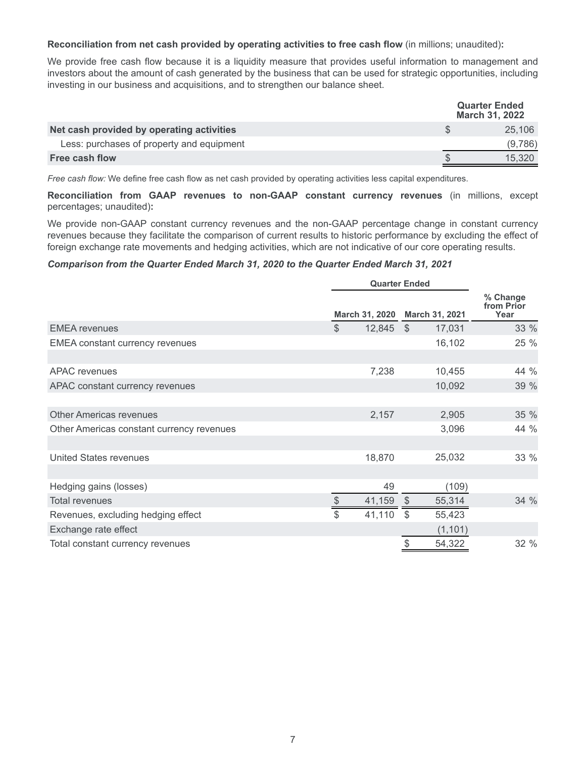**Reconciliation from net cash provided by operating activities to free cash flow** (in millions; unaudited)**:**

We provide free cash flow because it is a liquidity measure that provides useful information to management and investors about the amount of cash generated by the business that can be used for strategic opportunities, including investing in our business and acquisitions, and to strengthen our balance sheet.

| | Quarter Ended March 31, 2022 |
|---|---|
| **Net cash provided by operating activities** | $ 25,106 |
| Less: purchases of property and equipment | (9,786) |
| **Free cash flow** | $ 15,320 |

*Free cash flow:* We define free cash flow as net cash provided by operating activities less capital expenditures.

**Reconciliation from GAAP revenues to non-GAAP constant currency revenues** (in millions, except percentages; unaudited)**:**

We provide non-GAAP constant currency revenues and the non-GAAP percentage change in constant currency revenues because they facilitate the comparison of current results to historic performance by excluding the effect of foreign exchange rate movements and hedging activities, which are not indicative of our core operating results.

***Comparison from the Quarter Ended March 31, 2020 to the Quarter Ended March 31, 2021***

| | Quarter Ended | | % Change from Prior Year |
|---|---|---|---|
| | March 31, 2020 | March 31, 2021 | |
| EMEA revenues | $ 12,845 | $ 17,031 | 33 % |
| EMEA constant currency revenues | | 16,102 | 25 % |
| | | | |
| APAC revenues | 7,238 | 10,455 | 44 % |
| APAC constant currency revenues | | 10,092 | 39 % |
| | | | |
| Other Americas revenues | 2,157 | 2,905 | 35 % |
| Other Americas constant currency revenues | | 3,096 | 44 % |
| | | | |
| United States revenues | 18,870 | 25,032 | 33 % |
| | | | |
| Hedging gains (losses) | 49 | (109) | |
| Total revenues | $ 41,159 | $ 55,314 | 34 % |
| Revenues, excluding hedging effect | $ 41,110 | $ 55,423 | |
| Exchange rate effect | | (1,101) | |
| Total constant currency revenues | | $ 54,322 | 32 % |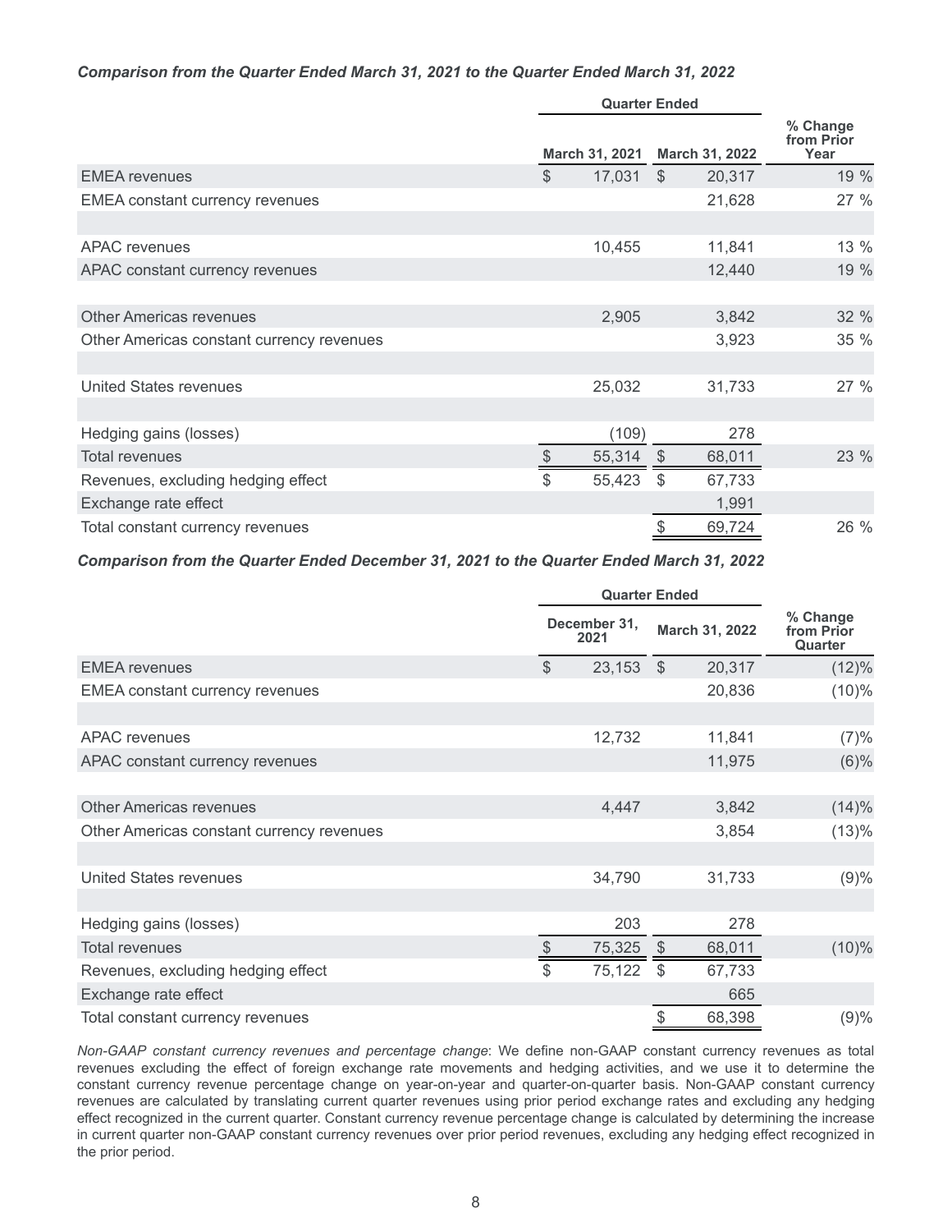***Comparison from the Quarter Ended March 31, 2021 to the Quarter Ended March 31, 2022***

| | Quarter Ended | | % Change from Prior Year |
|---|---|---|---|
| | March 31, 2021 | March 31, 2022 | |
| EMEA revenues | $ 17,031 | $ 20,317 | 19 % |
| EMEA constant currency revenues | | 21,628 | 27 % |
| | | | |
| APAC revenues | 10,455 | 11,841 | 13 % |
| APAC constant currency revenues | | 12,440 | 19 % |
| | | | |
| Other Americas revenues | 2,905 | 3,842 | 32 % |
| Other Americas constant currency revenues | | 3,923 | 35 % |
| | | | |
| United States revenues | 25,032 | 31,733 | 27 % |
| | | | |
| Hedging gains (losses) | (109) | 278 | |
| Total revenues | $ 55,314 | $ 68,011 | 23 % |
| Revenues, excluding hedging effect | $ 55,423 | $ 67,733 | |
| Exchange rate effect | | 1,991 | |
| Total constant currency revenues | | $ 69,724 | 26 % |

***Comparison from the Quarter Ended December 31, 2021 to the Quarter Ended March 31, 2022***

| | Quarter Ended | | % Change from Prior Quarter |
|---|---|---|---|
| | December 31, 2021 | March 31, 2022 | |
| EMEA revenues | $ 23,153 | $ 20,317 | (12)% |
| EMEA constant currency revenues | | 20,836 | (10)% |
| | | | |
| APAC revenues | 12,732 | 11,841 | (7)% |
| APAC constant currency revenues | | 11,975 | (6)% |
| | | | |
| Other Americas revenues | 4,447 | 3,842 | (14)% |
| Other Americas constant currency revenues | | 3,854 | (13)% |
| | | | |
| United States revenues | 34,790 | 31,733 | (9)% |
| | | | |
| Hedging gains (losses) | 203 | 278 | |
| Total revenues | $ 75,325 | $ 68,011 | (10)% |
| Revenues, excluding hedging effect | $ 75,122 | $ 67,733 | |
| Exchange rate effect | | 665 | |
| Total constant currency revenues | | $ 68,398 | (9)% |

*Non-GAAP constant currency revenues and percentage change*: We define non-GAAP constant currency revenues as total revenues excluding the effect of foreign exchange rate movements and hedging activities, and we use it to determine the constant currency revenue percentage change on year-on-year and quarter-on-quarter basis. Non-GAAP constant currency revenues are calculated by translating current quarter revenues using prior period exchange rates and excluding any hedging effect recognized in the current quarter. Constant currency revenue percentage change is calculated by determining the increase in current quarter non-GAAP constant currency revenues over prior period revenues, excluding any hedging effect recognized in the prior period.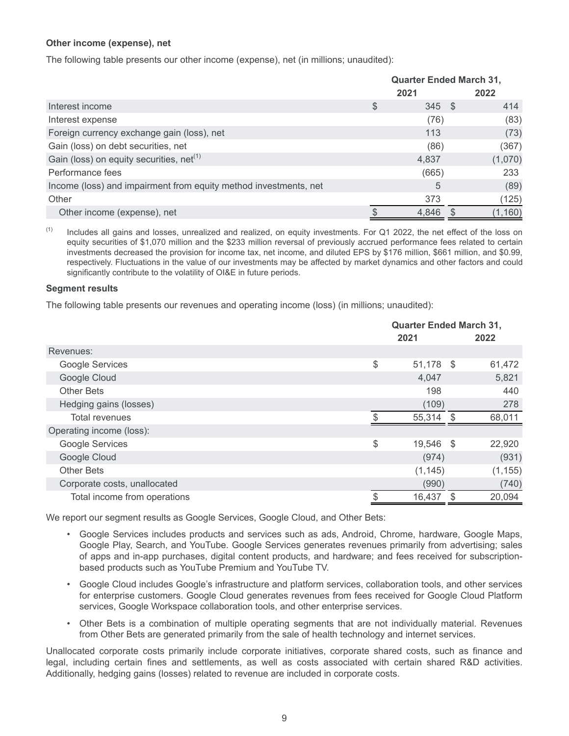**Other income (expense), net**

The following table presents our other income (expense), net (in millions; unaudited):

| | Quarter Ended March 31, | |
|---|---|---|
| | 2021 | 2022 |
| Interest income | $ 345 | $ 414 |
| Interest expense | (76) | (83) |
| Foreign currency exchange gain (loss), net | 113 | (73) |
| Gain (loss) on debt securities, net | (86) | (367) |
| Gain (loss) on equity securities, net[(1)] | 4,837 | (1,070) |
| Performance fees | (665) | 233 |
| Income (loss) and impairment from equity method investments, net | 5 | (89) |
| Other | 373 | (125) |
| Other income (expense), net | $ 4,846 | $ (1,160) |

(1) Includes all gains and losses, unrealized and realized, on equity investments. For Q1 2022, the net effect of the loss on equity securities of $1,070 million and the $233 million reversal of previously accrued performance fees related to certain investments decreased the provision for income tax, net income, and diluted EPS by $176 million, $661 million, and $0.99, respectively. Fluctuations in the value of our investments may be affected by market dynamics and other factors and could significantly contribute to the volatility of OI&E in future periods.

**Segment results**

The following table presents our revenues and operating income (loss) (in millions; unaudited):

| | Quarter Ended March 31, | |
|---|---|---|
| | 2021 | 2022 |
| Revenues: | | |
| Google Services | $ 51,178 | $ 61,472 |
| Google Cloud | 4,047 | 5,821 |
| Other Bets | 198 | 440 |
| Hedging gains (losses) | (109) | 278 |
| Total revenues | $ 55,314 | $ 68,011 |
| Operating income (loss): | | |
| Google Services | $ 19,546 | $ 22,920 |
| Google Cloud | (974) | (931) |
| Other Bets | (1,145) | (1,155) |
| Corporate costs, unallocated | (990) | (740) |
| Total income from operations | $ 16,437 | $ 20,094 |

We report our segment results as Google Services, Google Cloud, and Other Bets:

- Google Services includes products and services such as ads, Android, Chrome, hardware, Google Maps, Google Play, Search, and YouTube. Google Services generates revenues primarily from advertising; sales of apps and in-app purchases, digital content products, and hardware; and fees received for subscription-based products such as YouTube Premium and YouTube TV.
- Google Cloud includes Google's infrastructure and platform services, collaboration tools, and other services for enterprise customers. Google Cloud generates revenues from fees received for Google Cloud Platform services, Google Workspace collaboration tools, and other enterprise services.
- Other Bets is a combination of multiple operating segments that are not individually material. Revenues from Other Bets are generated primarily from the sale of health technology and internet services.

Unallocated corporate costs primarily include corporate initiatives, corporate shared costs, such as finance and legal, including certain fines and settlements, as well as costs associated with certain shared R&D activities. Additionally, hedging gains (losses) related to revenue are included in corporate costs.